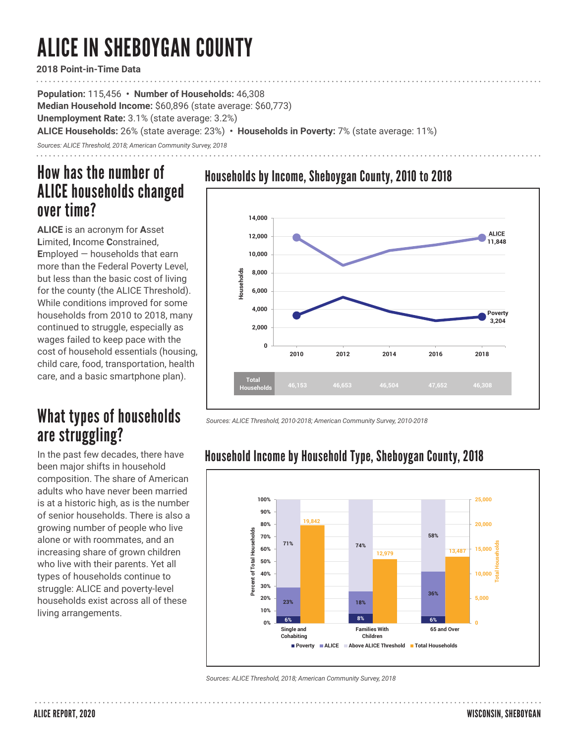# ALICE IN SHEBOYGAN COUNTY

**2018 Point-in-Time Data**

**Population:** 115,456 • **Number of Households:** 46,308
**Median Household Income:** $60,896 (state average: $60,773)
**Unemployment Rate:** 3.1% (state average: 3.2%)
**ALICE Households:** 26% (state average: 23%) • **Households in Poverty:** 7% (state average: 11%)

*Sources: ALICE Threshold, 2018; American Community Survey, 2018*

## How has the number of ALICE households changed over time?

**ALICE** is an acronym for **A**sset **L**imited, **I**ncome **C**onstrained, **E**mployed — households that earn more than the Federal Poverty Level, but less than the basic cost of living for the county (the ALICE Threshold). While conditions improved for some households from 2010 to 2018, many continued to struggle, especially as wages failed to keep pace with the cost of household essentials (housing, child care, food, transportation, health care, and a basic smartphone plan).

### Households by Income, Sheboygan County, 2010 to 2018

| | 2010 | 2012 | 2014 | 2016 | 2018 |
|---|---|---|---|---|---|
| Total Households | 46,153 | 46,653 | 46,504 | 47,652 | 46,308 |

ALICE 2018: 11,848; Poverty 2018: 3,204

*Sources: ALICE Threshold, 2010-2018; American Community Survey, 2010-2018*

## What types of households are struggling?

In the past few decades, there have been major shifts in household composition. The share of American adults who have never been married is at a historic high, as is the number of senior households. There is also a growing number of people who live alone or with roommates, and an increasing share of grown children who live with their parents. Yet all types of households continue to struggle: ALICE and poverty-level households exist across all of these living arrangements.

### Household Income by Household Type, Sheboygan County, 2018

| | Poverty | ALICE | Above ALICE Threshold | Total Households |
|---|---|---|---|---|
| Single and Cohabiting | 6% | 23% | 71% | 19,842 |
| Families With Children | 8% | 18% | 74% | 12,979 |
| 65 and Over | 6% | 36% | 58% | 13,487 |

*Sources: ALICE Threshold, 2018; American Community Survey, 2018*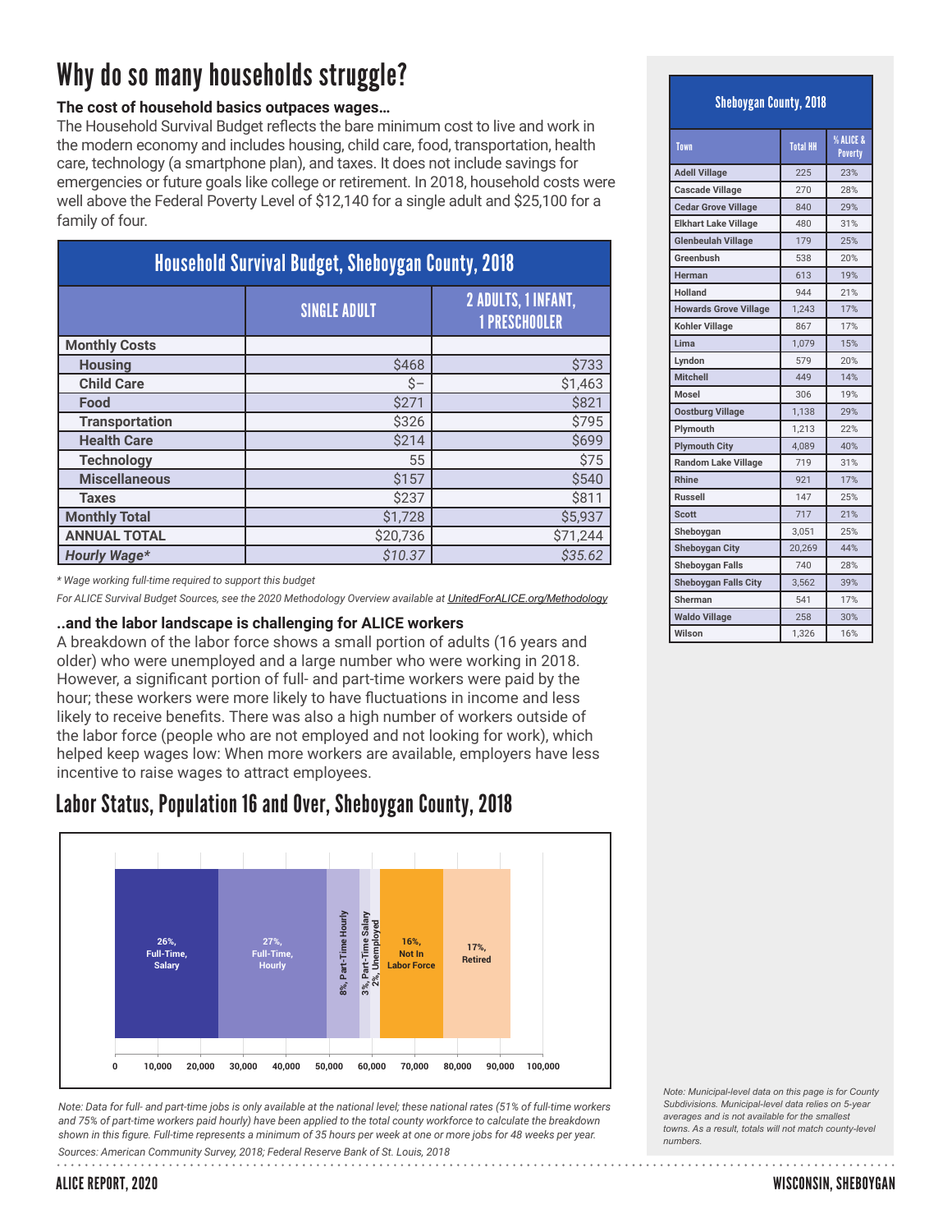# Why do so many households struggle?

**The cost of household basics outpaces wages…**

The Household Survival Budget reflects the bare minimum cost to live and work in the modern economy and includes housing, child care, food, transportation, health care, technology (a smartphone plan), and taxes. It does not include savings for emergencies or future goals like college or retirement. In 2018, household costs were well above the Federal Poverty Level of $12,140 for a single adult and $25,100 for a family of four.

## Household Survival Budget, Sheboygan County, 2018

| | SINGLE ADULT | 2 ADULTS, 1 INFANT, 1 PRESCHOOLER |
|---|---|---|
| **Monthly Costs** | | |
| **Housing** | $468 | $733 |
| **Child Care** | $– | $1,463 |
| **Food** | $271 | $821 |
| **Transportation** | $326 | $795 |
| **Health Care** | $214 | $699 |
| **Technology** | 55 | $75 |
| **Miscellaneous** | $157 | $540 |
| **Taxes** | $237 | $811 |
| **Monthly Total** | $1,728 | $5,937 |
| **ANNUAL TOTAL** | $20,736 | $71,244 |
| ***Hourly Wage**** | *$10.37* | *$35.62* |

*\* Wage working full-time required to support this budget*

*For ALICE Survival Budget Sources, see the 2020 Methodology Overview available at UnitedForALICE.org/Methodology*

**..and the labor landscape is challenging for ALICE workers**

A breakdown of the labor force shows a small portion of adults (16 years and older) who were unemployed and a large number who were working in 2018. However, a significant portion of full- and part-time workers were paid by the hour; these workers were more likely to have fluctuations in income and less likely to receive benefits. There was also a high number of workers outside of the labor force (people who are not employed and not looking for work), which helped keep wages low: When more workers are available, employers have less incentive to raise wages to attract employees.

## Labor Status, Population 16 and Over, Sheboygan County, 2018

26%, Full-Time, Salary
27%, Full-Time, Hourly
8%, Part-Time Hourly
3%, Part-Time Salary
2%, Unemployed
16%, Not In Labor Force
17%, Retired

0 10,000 20,000 30,000 40,000 50,000 60,000 70,000 80,000 90,000 100,000

*Note: Data for full- and part-time jobs is only available at the national level; these national rates (51% of full-time workers and 75% of part-time workers paid hourly) have been applied to the total county workforce to calculate the breakdown shown in this figure. Full-time represents a minimum of 35 hours per week at one or more jobs for 48 weeks per year.*

*Sources: American Community Survey, 2018; Federal Reserve Bank of St. Louis, 2018*

## Sheboygan County, 2018

| Town | Total HH | % ALICE & Poverty |
|---|---|---|
| Adell Village | 225 | 23% |
| Cascade Village | 270 | 28% |
| Cedar Grove Village | 840 | 29% |
| Elkhart Lake Village | 480 | 31% |
| Glenbeulah Village | 179 | 25% |
| Greenbush | 538 | 20% |
| Herman | 613 | 19% |
| Holland | 944 | 21% |
| Howards Grove Village | 1,243 | 17% |
| Kohler Village | 867 | 17% |
| Lima | 1,079 | 15% |
| Lyndon | 579 | 20% |
| Mitchell | 449 | 14% |
| Mosel | 306 | 19% |
| Oostburg Village | 1,138 | 29% |
| Plymouth | 1,213 | 22% |
| Plymouth City | 4,089 | 40% |
| Random Lake Village | 719 | 31% |
| Rhine | 921 | 17% |
| Russell | 147 | 25% |
| Scott | 717 | 21% |
| Sheboygan | 3,051 | 25% |
| Sheboygan City | 20,269 | 44% |
| Sheboygan Falls | 740 | 28% |
| Sheboygan Falls City | 3,562 | 39% |
| Sherman | 541 | 17% |
| Waldo Village | 258 | 30% |
| Wilson | 1,326 | 16% |

*Note: Municipal-level data on this page is for County Subdivisions. Municipal-level data relies on 5-year averages and is not available for the smallest towns. As a result, totals will not match county-level numbers.*